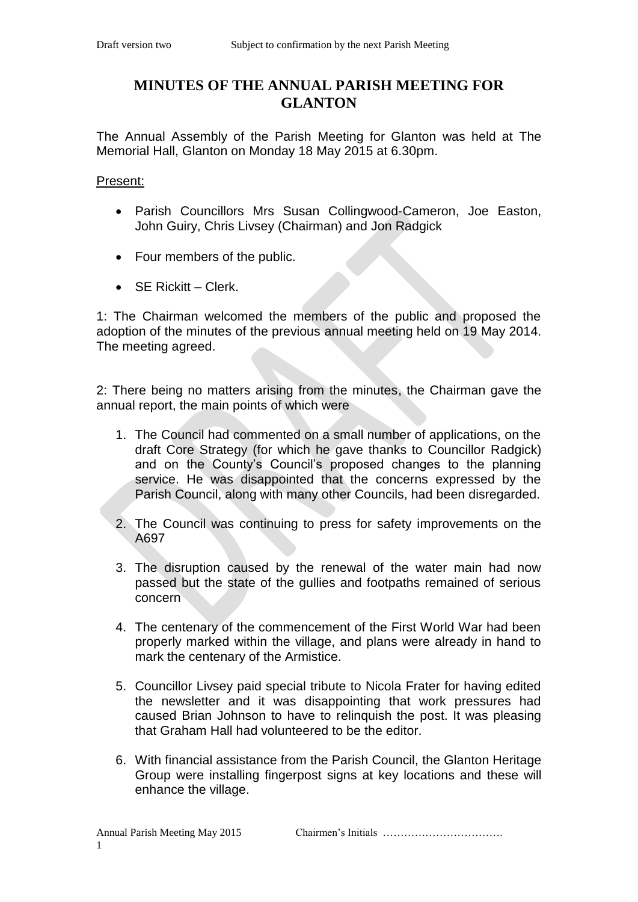# MINUTES OF THE ANNUAL PARISH MEETING FOR GLANTON

The Annual Assembly of the Parish Meeting for Glanton was held at The Memorial Hall, Glanton on Monday 18 May 2015 at 6.30pm.

Present:

- Parish Councillors Mrs Susan Collingwood-Cameron, Joe Easton, John Guiry, Chris Livsey (Chairman) and Jon Radgick
- Four members of the public.
- SE Rickitt – Clerk.

1: The Chairman welcomed the members of the public and proposed the adoption of the minutes of the previous annual meeting held on 19 May 2014. The meeting agreed.

2: There being no matters arising from the minutes, the Chairman gave the annual report, the main points of which were

1. The Council had commented on a small number of applications, on the draft Core Strategy (for which he gave thanks to Councillor Radgick) and on the County's Council's proposed changes to the planning service. He was disappointed that the concerns expressed by the Parish Council, along with many other Councils, had been disregarded.
2. The Council was continuing to press for safety improvements on the A697
3. The disruption caused by the renewal of the water main had now passed but the state of the gullies and footpaths remained of serious concern
4. The centenary of the commencement of the First World War had been properly marked within the village, and plans were already in hand to mark the centenary of the Armistice.
5. Councillor Livsey paid special tribute to Nicola Frater for having edited the newsletter and it was disappointing that work pressures had caused Brian Johnson to have to relinquish the post. It was pleasing that Graham Hall had volunteered to be the editor.
6. With financial assistance from the Parish Council, the Glanton Heritage Group were installing fingerpost signs at key locations and these will enhance the village.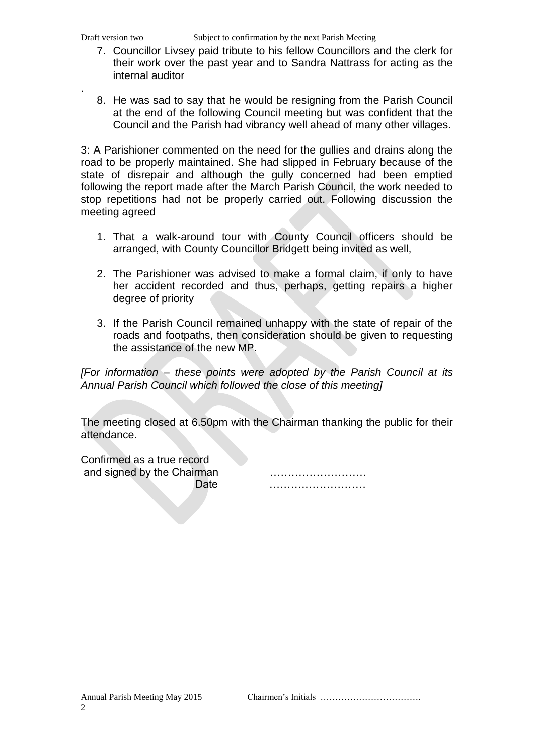7. Councillor Livsey paid tribute to his fellow Councillors and the clerk for their work over the past year and to Sandra Nattrass for acting as the internal auditor

.

8. He was sad to say that he would be resigning from the Parish Council at the end of the following Council meeting but was confident that the Council and the Parish had vibrancy well ahead of many other villages.

3: A Parishioner commented on the need for the gullies and drains along the road to be properly maintained. She had slipped in February because of the state of disrepair and although the gully concerned had been emptied following the report made after the March Parish Council, the work needed to stop repetitions had not be properly carried out. Following discussion the meeting agreed

1. That a walk-around tour with County Council officers should be arranged, with County Councillor Bridgett being invited as well,

2. The Parishioner was advised to make a formal claim, if only to have her accident recorded and thus, perhaps, getting repairs a higher degree of priority

3. If the Parish Council remained unhappy with the state of repair of the roads and footpaths, then consideration should be given to requesting the assistance of the new MP.

*[For information – these points were adopted by the Parish Council at its Annual Parish Council which followed the close of this meeting]*

The meeting closed at 6.50pm with the Chairman thanking the public for their attendance.

Confirmed as a true record
and signed by the Chairman ………………………
Date ………………………